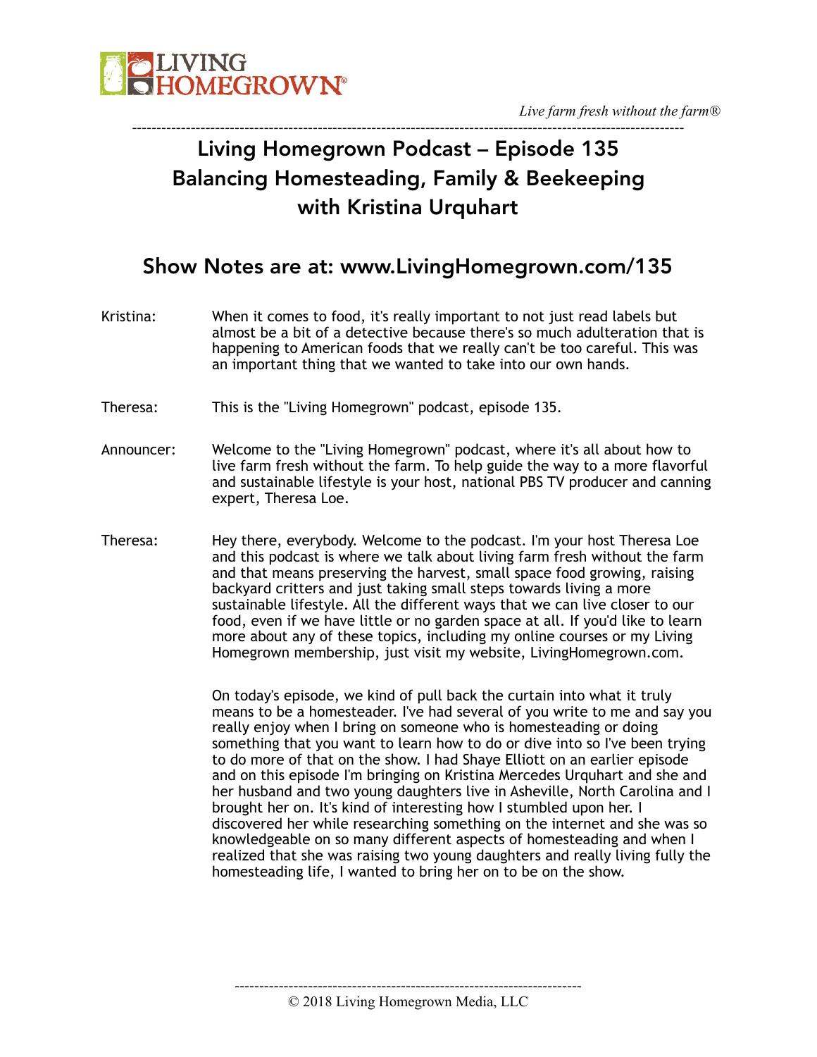# Living Homegrown Podcast – Episode 135
# Balancing Homesteading, Family & Beekeeping with Kristina Urquhart

## Show Notes are at: www.LivingHomegrown.com/135

Kristina: When it comes to food, it's really important to not just read labels but almost be a bit of a detective because there's so much adulteration that is happening to American foods that we really can't be too careful. This was an important thing that we wanted to take into our own hands.

Theresa: This is the "Living Homegrown" podcast, episode 135.

Announcer: Welcome to the "Living Homegrown" podcast, where it's all about how to live farm fresh without the farm. To help guide the way to a more flavorful and sustainable lifestyle is your host, national PBS TV producer and canning expert, Theresa Loe.

Theresa: Hey there, everybody. Welcome to the podcast. I'm your host Theresa Loe and this podcast is where we talk about living farm fresh without the farm and that means preserving the harvest, small space food growing, raising backyard critters and just taking small steps towards living a more sustainable lifestyle. All the different ways that we can live closer to our food, even if we have little or no garden space at all. If you'd like to learn more about any of these topics, including my online courses or my Living Homegrown membership, just visit my website, LivingHomegrown.com.

On today's episode, we kind of pull back the curtain into what it truly means to be a homesteader. I've had several of you write to me and say you really enjoy when I bring on someone who is homesteading or doing something that you want to learn how to do or dive into so I've been trying to do more of that on the show. I had Shaye Elliott on an earlier episode and on this episode I'm bringing on Kristina Mercedes Urquhart and she and her husband and two young daughters live in Asheville, North Carolina and I brought her on. It's kind of interesting how I stumbled upon her. I discovered her while researching something on the internet and she was so knowledgeable on so many different aspects of homesteading and when I realized that she was raising two young daughters and really living fully the homesteading life, I wanted to bring her on to be on the show.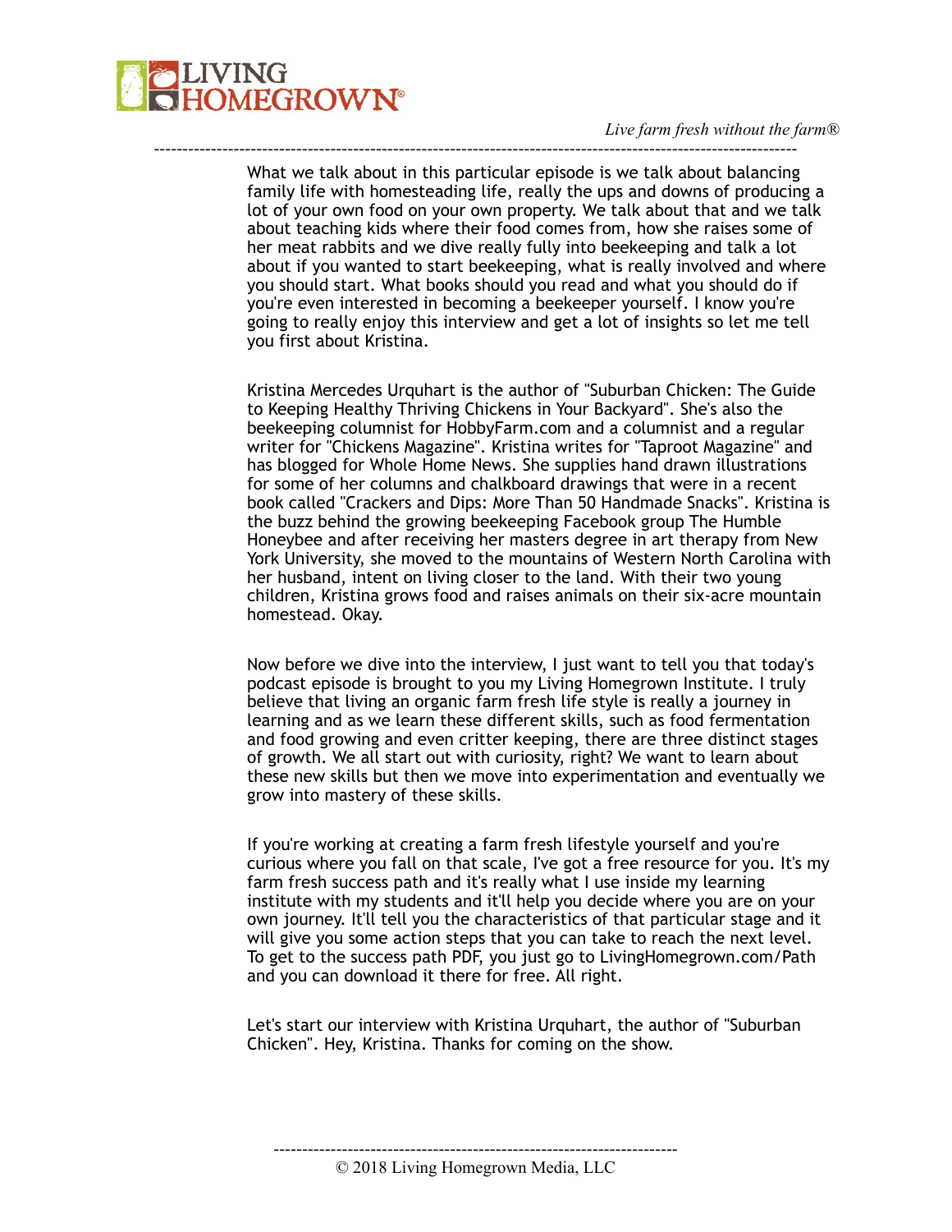What we talk about in this particular episode is we talk about balancing family life with homesteading life, really the ups and downs of producing a lot of your own food on your own property. We talk about that and we talk about teaching kids where their food comes from, how she raises some of her meat rabbits and we dive really fully into beekeeping and talk a lot about if you wanted to start beekeeping, what is really involved and where you should start. What books should you read and what you should do if you're even interested in becoming a beekeeper yourself. I know you're going to really enjoy this interview and get a lot of insights so let me tell you first about Kristina.

Kristina Mercedes Urquhart is the author of "Suburban Chicken: The Guide to Keeping Healthy Thriving Chickens in Your Backyard". She's also the beekeeping columnist for HobbyFarm.com and a columnist and a regular writer for "Chickens Magazine". Kristina writes for "Taproot Magazine" and has blogged for Whole Home News. She supplies hand drawn illustrations for some of her columns and chalkboard drawings that were in a recent book called "Crackers and Dips: More Than 50 Handmade Snacks". Kristina is the buzz behind the growing beekeeping Facebook group The Humble Honeybee and after receiving her masters degree in art therapy from New York University, she moved to the mountains of Western North Carolina with her husband, intent on living closer to the land. With their two young children, Kristina grows food and raises animals on their six-acre mountain homestead. Okay.

Now before we dive into the interview, I just want to tell you that today's podcast episode is brought to you my Living Homegrown Institute. I truly believe that living an organic farm fresh life style is really a journey in learning and as we learn these different skills, such as food fermentation and food growing and even critter keeping, there are three distinct stages of growth. We all start out with curiosity, right? We want to learn about these new skills but then we move into experimentation and eventually we grow into mastery of these skills.

If you're working at creating a farm fresh lifestyle yourself and you're curious where you fall on that scale, I've got a free resource for you. It's my farm fresh success path and it's really what I use inside my learning institute with my students and it'll help you decide where you are on your own journey. It'll tell you the characteristics of that particular stage and it will give you some action steps that you can take to reach the next level. To get to the success path PDF, you just go to LivingHomegrown.com/Path and you can download it there for free. All right.

Let's start our interview with Kristina Urquhart, the author of "Suburban Chicken". Hey, Kristina. Thanks for coming on the show.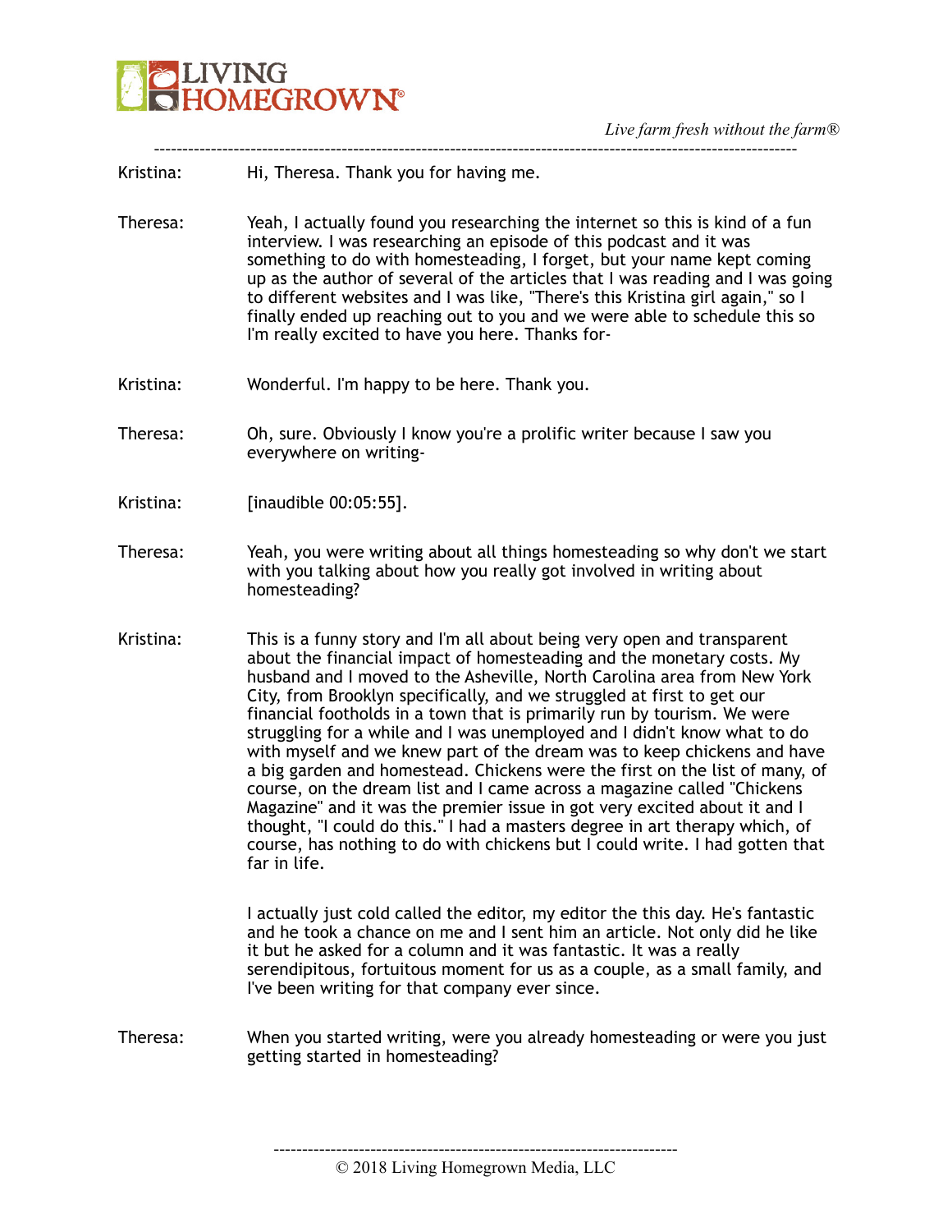Kristina: Hi, Theresa. Thank you for having me.

Theresa: Yeah, I actually found you researching the internet so this is kind of a fun interview. I was researching an episode of this podcast and it was something to do with homesteading, I forget, but your name kept coming up as the author of several of the articles that I was reading and I was going to different websites and I was like, "There's this Kristina girl again," so I finally ended up reaching out to you and we were able to schedule this so I'm really excited to have you here. Thanks for-

Kristina: Wonderful. I'm happy to be here. Thank you.

Theresa: Oh, sure. Obviously I know you're a prolific writer because I saw you everywhere on writing-

Kristina: [inaudible 00:05:55].

Theresa: Yeah, you were writing about all things homesteading so why don't we start with you talking about how you really got involved in writing about homesteading?

Kristina: This is a funny story and I'm all about being very open and transparent about the financial impact of homesteading and the monetary costs. My husband and I moved to the Asheville, North Carolina area from New York City, from Brooklyn specifically, and we struggled at first to get our financial footholds in a town that is primarily run by tourism. We were struggling for a while and I was unemployed and I didn't know what to do with myself and we knew part of the dream was to keep chickens and have a big garden and homestead. Chickens were the first on the list of many, of course, on the dream list and I came across a magazine called "Chickens Magazine" and it was the premier issue in got very excited about it and I thought, "I could do this." I had a masters degree in art therapy which, of course, has nothing to do with chickens but I could write. I had gotten that far in life.

I actually just cold called the editor, my editor the this day. He's fantastic and he took a chance on me and I sent him an article. Not only did he like it but he asked for a column and it was fantastic. It was a really serendipitous, fortuitous moment for us as a couple, as a small family, and I've been writing for that company ever since.

Theresa: When you started writing, were you already homesteading or were you just getting started in homesteading?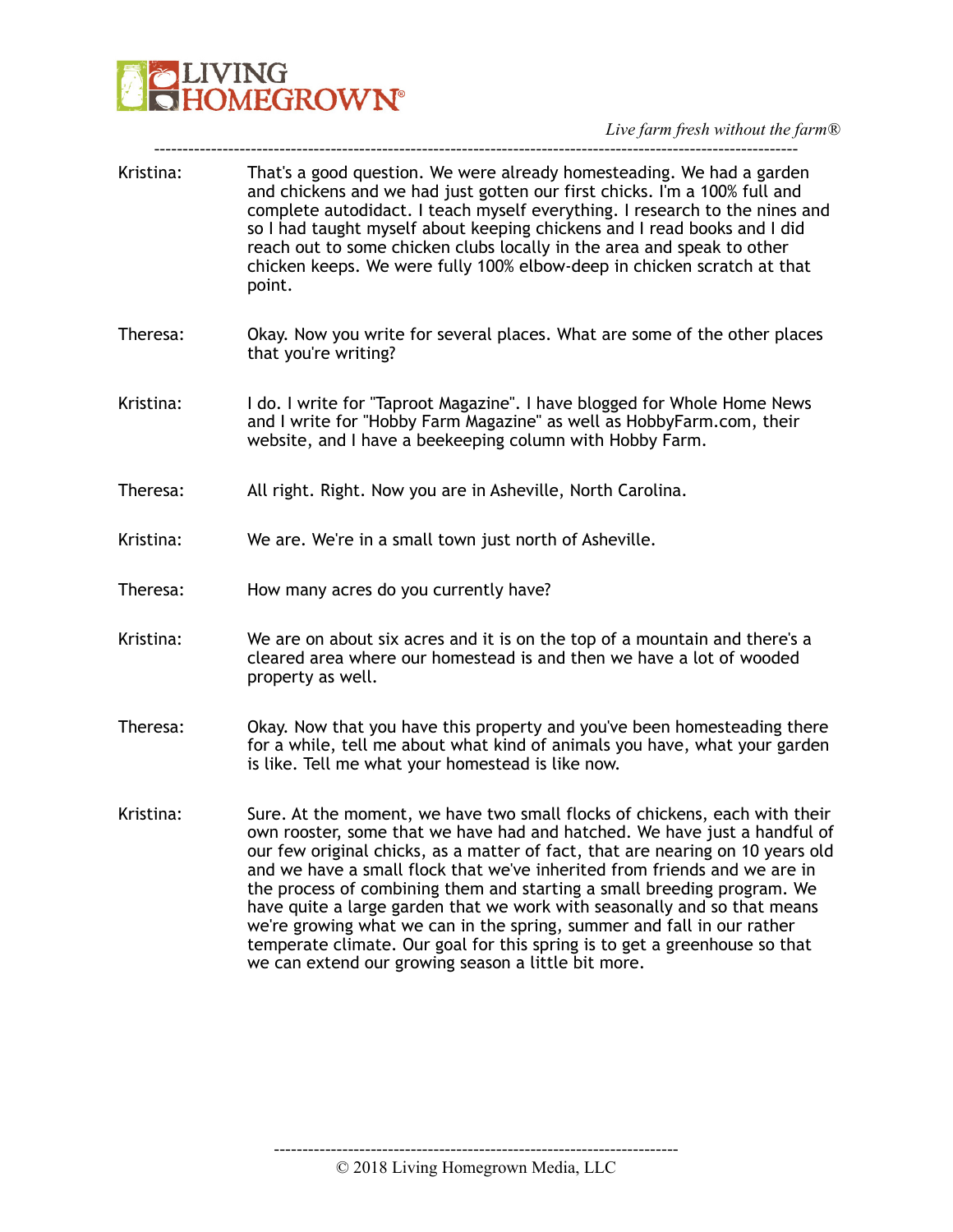Kristina: That's a good question. We were already homesteading. We had a garden and chickens and we had just gotten our first chicks. I'm a 100% full and complete autodidact. I teach myself everything. I research to the nines and so I had taught myself about keeping chickens and I read books and I did reach out to some chicken clubs locally in the area and speak to other chicken keeps. We were fully 100% elbow-deep in chicken scratch at that point.

Theresa: Okay. Now you write for several places. What are some of the other places that you're writing?

Kristina: I do. I write for "Taproot Magazine". I have blogged for Whole Home News and I write for "Hobby Farm Magazine" as well as HobbyFarm.com, their website, and I have a beekeeping column with Hobby Farm.

Theresa: All right. Right. Now you are in Asheville, North Carolina.

Kristina: We are. We're in a small town just north of Asheville.

Theresa: How many acres do you currently have?

Kristina: We are on about six acres and it is on the top of a mountain and there's a cleared area where our homestead is and then we have a lot of wooded property as well.

Theresa: Okay. Now that you have this property and you've been homesteading there for a while, tell me about what kind of animals you have, what your garden is like. Tell me what your homestead is like now.

Kristina: Sure. At the moment, we have two small flocks of chickens, each with their own rooster, some that we have had and hatched. We have just a handful of our few original chicks, as a matter of fact, that are nearing on 10 years old and we have a small flock that we've inherited from friends and we are in the process of combining them and starting a small breeding program. We have quite a large garden that we work with seasonally and so that means we're growing what we can in the spring, summer and fall in our rather temperate climate. Our goal for this spring is to get a greenhouse so that we can extend our growing season a little bit more.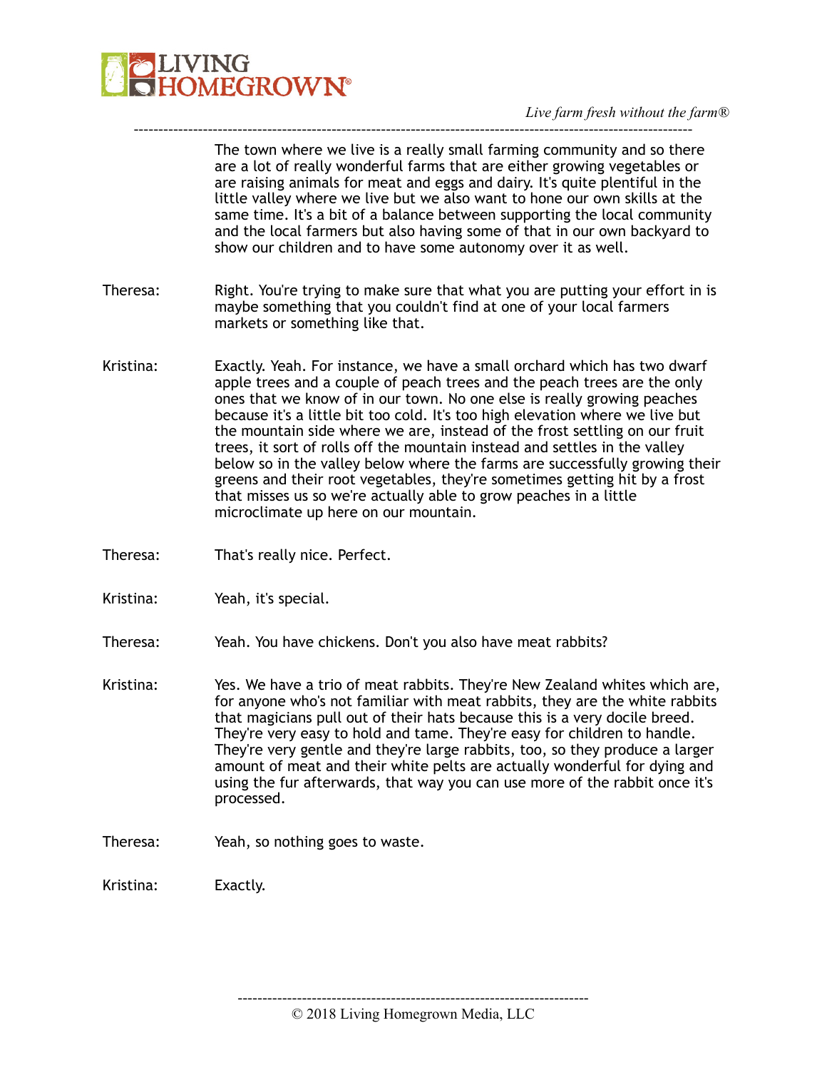The town where we live is a really small farming community and so there are a lot of really wonderful farms that are either growing vegetables or are raising animals for meat and eggs and dairy. It's quite plentiful in the little valley where we live but we also want to hone our own skills at the same time. It's a bit of a balance between supporting the local community and the local farmers but also having some of that in our own backyard to show our children and to have some autonomy over it as well.

Theresa: Right. You're trying to make sure that what you are putting your effort in is maybe something that you couldn't find at one of your local farmers markets or something like that.

Kristina: Exactly. Yeah. For instance, we have a small orchard which has two dwarf apple trees and a couple of peach trees and the peach trees are the only ones that we know of in our town. No one else is really growing peaches because it's a little bit too cold. It's too high elevation where we live but the mountain side where we are, instead of the frost settling on our fruit trees, it sort of rolls off the mountain instead and settles in the valley below so in the valley below where the farms are successfully growing their greens and their root vegetables, they're sometimes getting hit by a frost that misses us so we're actually able to grow peaches in a little microclimate up here on our mountain.

Theresa: That's really nice. Perfect.

Kristina: Yeah, it's special.

Theresa: Yeah. You have chickens. Don't you also have meat rabbits?

Kristina: Yes. We have a trio of meat rabbits. They're New Zealand whites which are, for anyone who's not familiar with meat rabbits, they are the white rabbits that magicians pull out of their hats because this is a very docile breed. They're very easy to hold and tame. They're easy for children to handle. They're very gentle and they're large rabbits, too, so they produce a larger amount of meat and their white pelts are actually wonderful for dying and using the fur afterwards, that way you can use more of the rabbit once it's processed.

Theresa: Yeah, so nothing goes to waste.

Kristina: Exactly.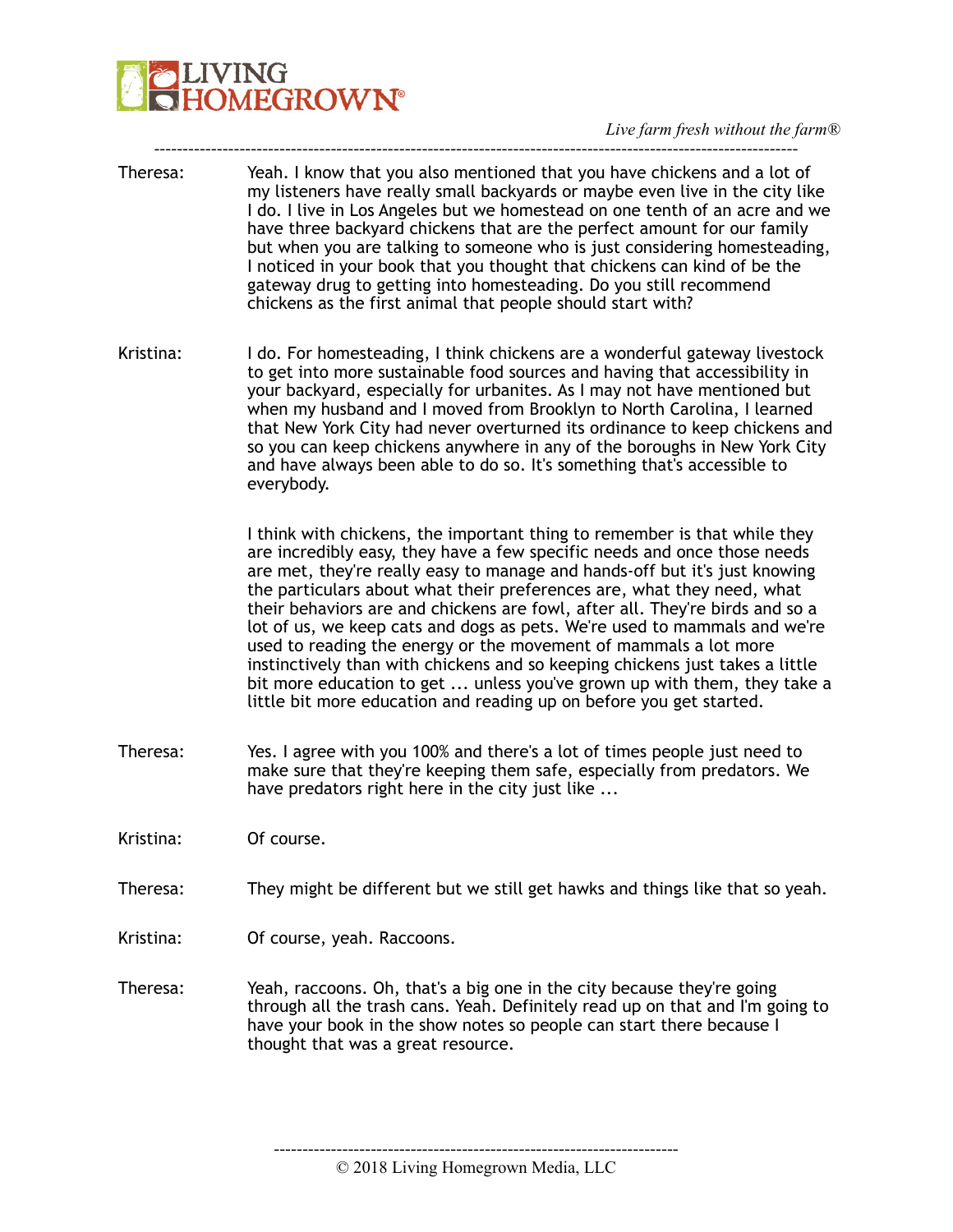Theresa: Yeah. I know that you also mentioned that you have chickens and a lot of my listeners have really small backyards or maybe even live in the city like I do. I live in Los Angeles but we homestead on one tenth of an acre and we have three backyard chickens that are the perfect amount for our family but when you are talking to someone who is just considering homesteading, I noticed in your book that you thought that chickens can kind of be the gateway drug to getting into homesteading. Do you still recommend chickens as the first animal that people should start with?

Kristina: I do. For homesteading, I think chickens are a wonderful gateway livestock to get into more sustainable food sources and having that accessibility in your backyard, especially for urbanites. As I may not have mentioned but when my husband and I moved from Brooklyn to North Carolina, I learned that New York City had never overturned its ordinance to keep chickens and so you can keep chickens anywhere in any of the boroughs in New York City and have always been able to do so. It's something that's accessible to everybody.

I think with chickens, the important thing to remember is that while they are incredibly easy, they have a few specific needs and once those needs are met, they're really easy to manage and hands-off but it's just knowing the particulars about what their preferences are, what they need, what their behaviors are and chickens are fowl, after all. They're birds and so a lot of us, we keep cats and dogs as pets. We're used to mammals and we're used to reading the energy or the movement of mammals a lot more instinctively than with chickens and so keeping chickens just takes a little bit more education to get ... unless you've grown up with them, they take a little bit more education and reading up on before you get started.

Theresa: Yes. I agree with you 100% and there's a lot of times people just need to make sure that they're keeping them safe, especially from predators. We have predators right here in the city just like ...

Kristina: Of course.

Theresa: They might be different but we still get hawks and things like that so yeah.

Kristina: Of course, yeah. Raccoons.

Theresa: Yeah, raccoons. Oh, that's a big one in the city because they're going through all the trash cans. Yeah. Definitely read up on that and I'm going to have your book in the show notes so people can start there because I thought that was a great resource.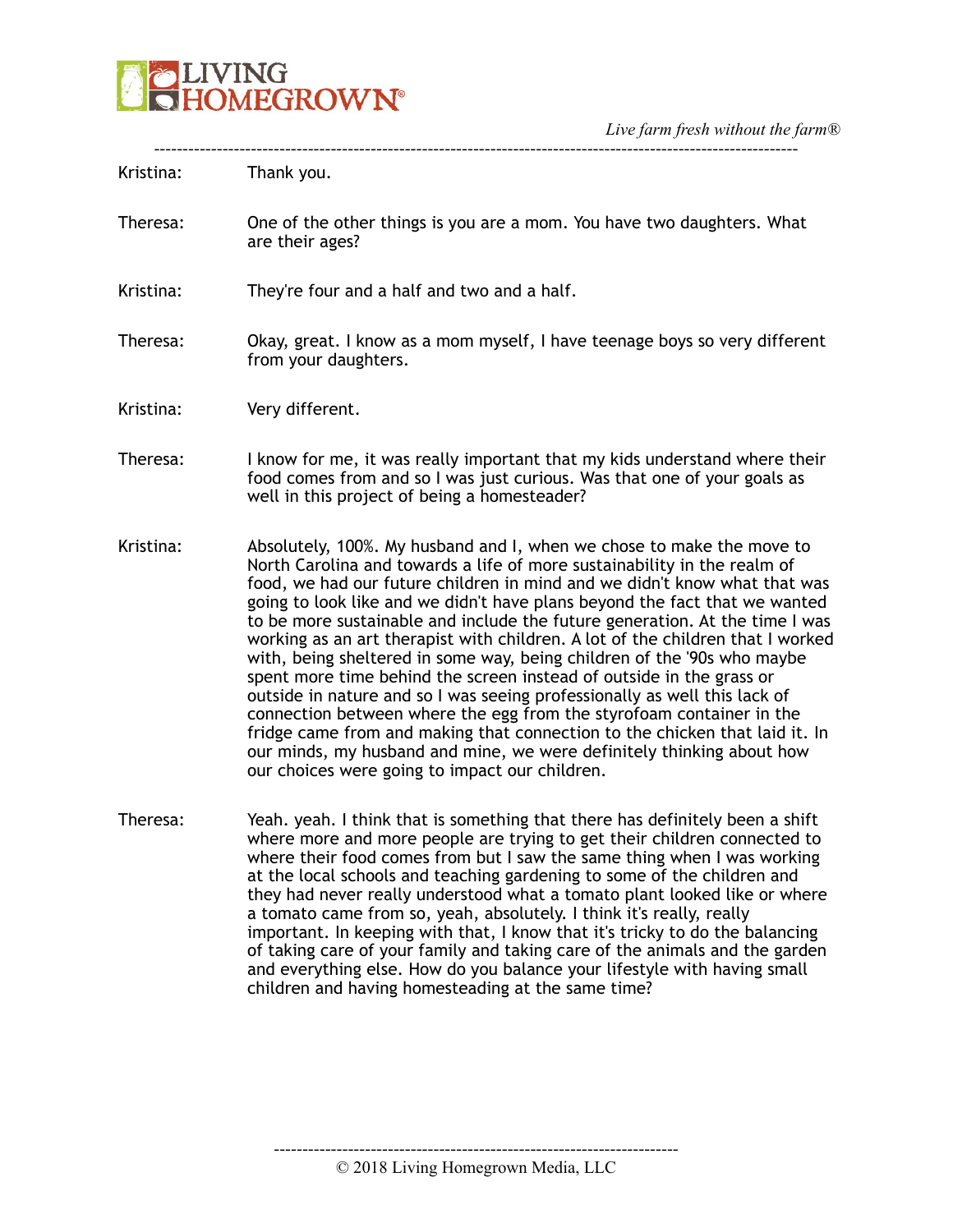Kristina: Thank you.

Theresa: One of the other things is you are a mom. You have two daughters. What are their ages?

Kristina: They're four and a half and two and a half.

Theresa: Okay, great. I know as a mom myself, I have teenage boys so very different from your daughters.

Kristina: Very different.

Theresa: I know for me, it was really important that my kids understand where their food comes from and so I was just curious. Was that one of your goals as well in this project of being a homesteader?

Kristina: Absolutely, 100%. My husband and I, when we chose to make the move to North Carolina and towards a life of more sustainability in the realm of food, we had our future children in mind and we didn't know what that was going to look like and we didn't have plans beyond the fact that we wanted to be more sustainable and include the future generation. At the time I was working as an art therapist with children. A lot of the children that I worked with, being sheltered in some way, being children of the '90s who maybe spent more time behind the screen instead of outside in the grass or outside in nature and so I was seeing professionally as well this lack of connection between where the egg from the styrofoam container in the fridge came from and making that connection to the chicken that laid it. In our minds, my husband and mine, we were definitely thinking about how our choices were going to impact our children.

Theresa: Yeah. yeah. I think that is something that there has definitely been a shift where more and more people are trying to get their children connected to where their food comes from but I saw the same thing when I was working at the local schools and teaching gardening to some of the children and they had never really understood what a tomato plant looked like or where a tomato came from so, yeah, absolutely. I think it's really, really important. In keeping with that, I know that it's tricky to do the balancing of taking care of your family and taking care of the animals and the garden and everything else. How do you balance your lifestyle with having small children and having homesteading at the same time?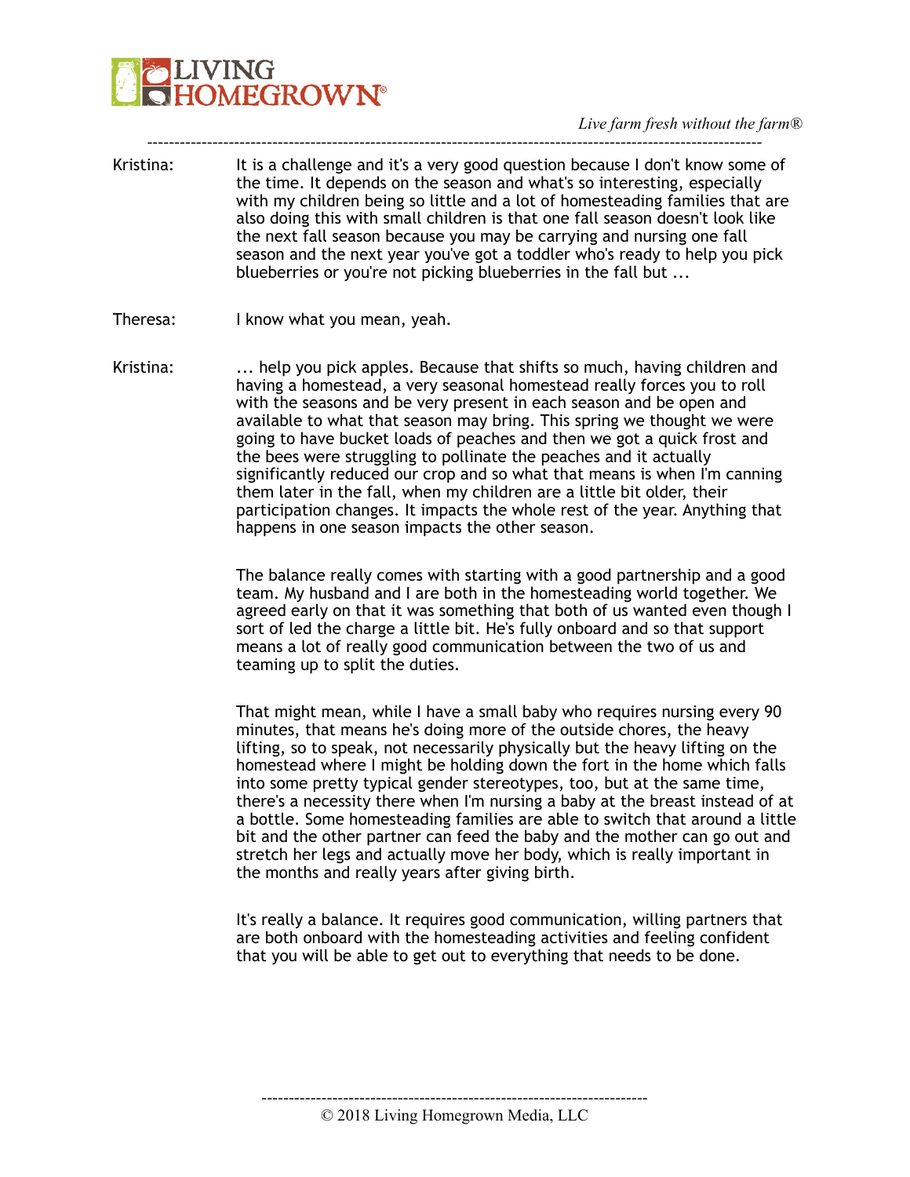Kristina: It is a challenge and it's a very good question because I don't know some of the time. It depends on the season and what's so interesting, especially with my children being so little and a lot of homesteading families that are also doing this with small children is that one fall season doesn't look like the next fall season because you may be carrying and nursing one fall season and the next year you've got a toddler who's ready to help you pick blueberries or you're not picking blueberries in the fall but ...

Theresa: I know what you mean, yeah.

Kristina: ... help you pick apples. Because that shifts so much, having children and having a homestead, a very seasonal homestead really forces you to roll with the seasons and be very present in each season and be open and available to what that season may bring. This spring we thought we were going to have bucket loads of peaches and then we got a quick frost and the bees were struggling to pollinate the peaches and it actually significantly reduced our crop and so what that means is when I'm canning them later in the fall, when my children are a little bit older, their participation changes. It impacts the whole rest of the year. Anything that happens in one season impacts the other season.

The balance really comes with starting with a good partnership and a good team. My husband and I are both in the homesteading world together. We agreed early on that it was something that both of us wanted even though I sort of led the charge a little bit. He's fully onboard and so that support means a lot of really good communication between the two of us and teaming up to split the duties.

That might mean, while I have a small baby who requires nursing every 90 minutes, that means he's doing more of the outside chores, the heavy lifting, so to speak, not necessarily physically but the heavy lifting on the homestead where I might be holding down the fort in the home which falls into some pretty typical gender stereotypes, too, but at the same time, there's a necessity there when I'm nursing a baby at the breast instead of at a bottle. Some homesteading families are able to switch that around a little bit and the other partner can feed the baby and the mother can go out and stretch her legs and actually move her body, which is really important in the months and really years after giving birth.

It's really a balance. It requires good communication, willing partners that are both onboard with the homesteading activities and feeling confident that you will be able to get out to everything that needs to be done.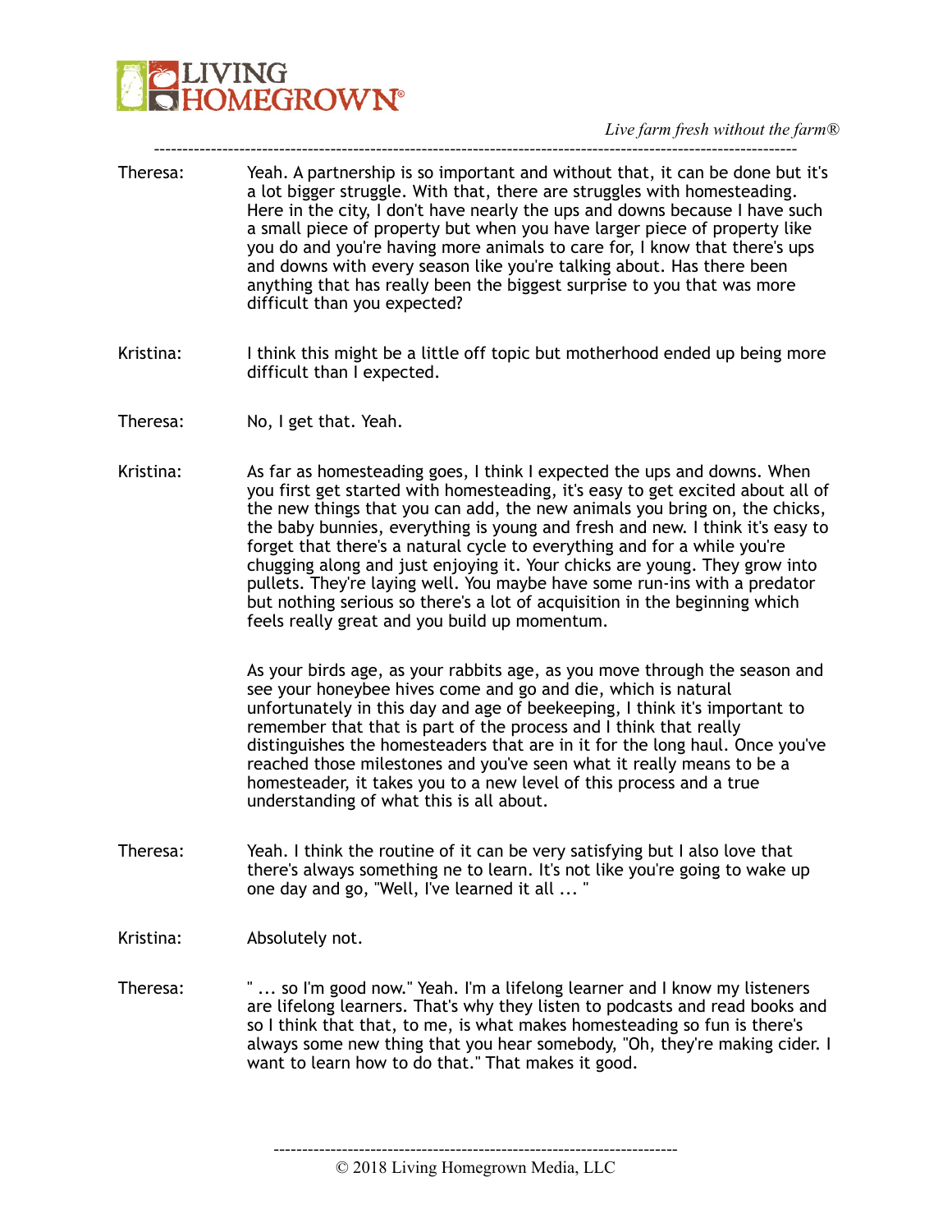Theresa: Yeah. A partnership is so important and without that, it can be done but it's a lot bigger struggle. With that, there are struggles with homesteading. Here in the city, I don't have nearly the ups and downs because I have such a small piece of property but when you have larger piece of property like you do and you're having more animals to care for, I know that there's ups and downs with every season like you're talking about. Has there been anything that has really been the biggest surprise to you that was more difficult than you expected?

Kristina: I think this might be a little off topic but motherhood ended up being more difficult than I expected.

Theresa: No, I get that. Yeah.

Kristina: As far as homesteading goes, I think I expected the ups and downs. When you first get started with homesteading, it's easy to get excited about all of the new things that you can add, the new animals you bring on, the chicks, the baby bunnies, everything is young and fresh and new. I think it's easy to forget that there's a natural cycle to everything and for a while you're chugging along and just enjoying it. Your chicks are young. They grow into pullets. They're laying well. You maybe have some run-ins with a predator but nothing serious so there's a lot of acquisition in the beginning which feels really great and you build up momentum.

As your birds age, as your rabbits age, as you move through the season and see your honeybee hives come and go and die, which is natural unfortunately in this day and age of beekeeping, I think it's important to remember that that is part of the process and I think that really distinguishes the homesteaders that are in it for the long haul. Once you've reached those milestones and you've seen what it really means to be a homesteader, it takes you to a new level of this process and a true understanding of what this is all about.

Theresa: Yeah. I think the routine of it can be very satisfying but I also love that there's always something ne to learn. It's not like you're going to wake up one day and go, "Well, I've learned it all ... "

Kristina: Absolutely not.

Theresa: " ... so I'm good now." Yeah. I'm a lifelong learner and I know my listeners are lifelong learners. That's why they listen to podcasts and read books and so I think that that, to me, is what makes homesteading so fun is there's always some new thing that you hear somebody, "Oh, they're making cider. I want to learn how to do that." That makes it good.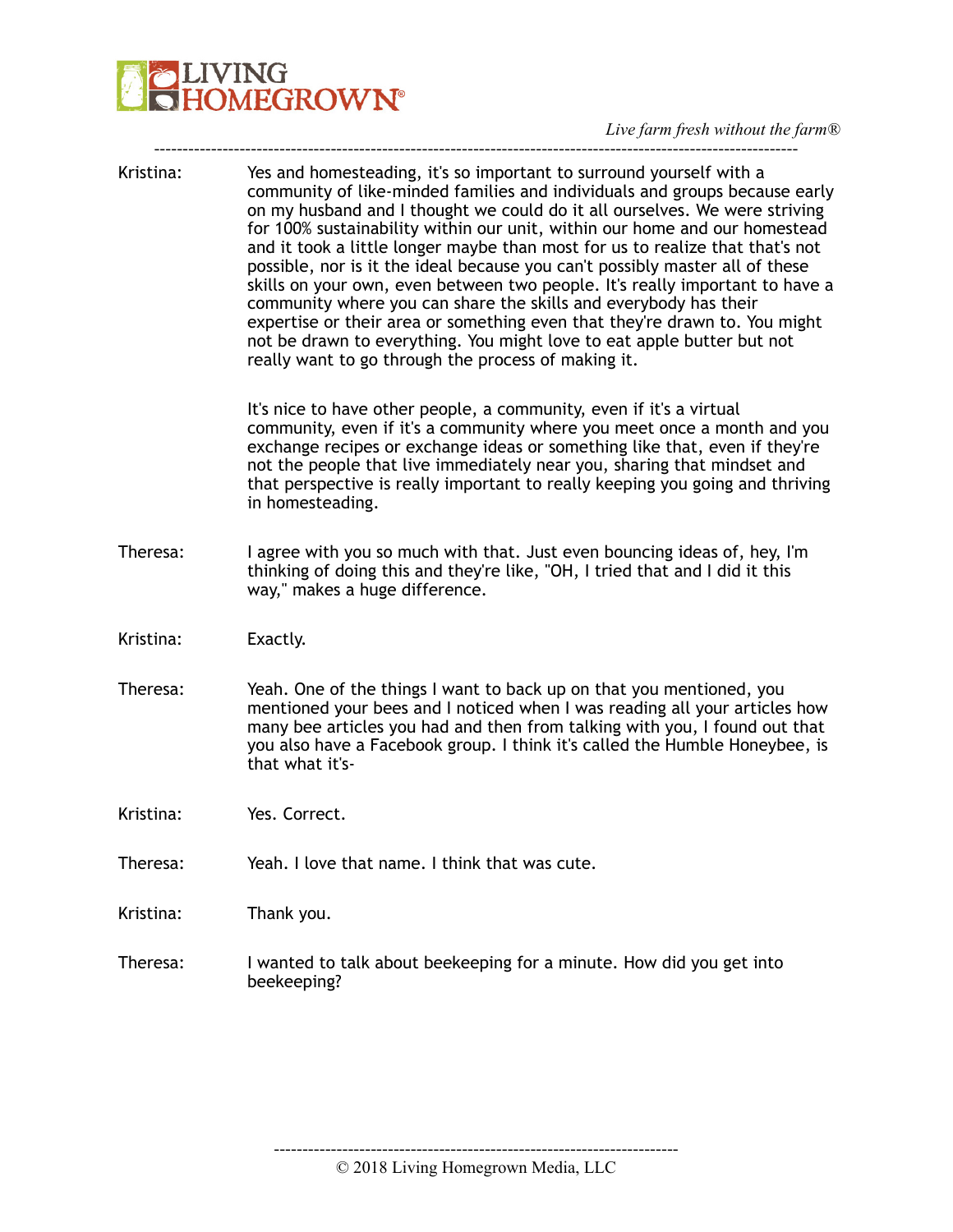Kristina: Yes and homesteading, it's so important to surround yourself with a community of like-minded families and individuals and groups because early on my husband and I thought we could do it all ourselves. We were striving for 100% sustainability within our unit, within our home and our homestead and it took a little longer maybe than most for us to realize that that's not possible, nor is it the ideal because you can't possibly master all of these skills on your own, even between two people. It's really important to have a community where you can share the skills and everybody has their expertise or their area or something even that they're drawn to. You might not be drawn to everything. You might love to eat apple butter but not really want to go through the process of making it.

It's nice to have other people, a community, even if it's a virtual community, even if it's a community where you meet once a month and you exchange recipes or exchange ideas or something like that, even if they're not the people that live immediately near you, sharing that mindset and that perspective is really important to really keeping you going and thriving in homesteading.

Theresa: I agree with you so much with that. Just even bouncing ideas of, hey, I'm thinking of doing this and they're like, "OH, I tried that and I did it this way," makes a huge difference.

Kristina: Exactly.

Theresa: Yeah. One of the things I want to back up on that you mentioned, you mentioned your bees and I noticed when I was reading all your articles how many bee articles you had and then from talking with you, I found out that you also have a Facebook group. I think it's called the Humble Honeybee, is that what it's-

Kristina: Yes. Correct.

Theresa: Yeah. I love that name. I think that was cute.

Kristina: Thank you.

Theresa: I wanted to talk about beekeeping for a minute. How did you get into beekeeping?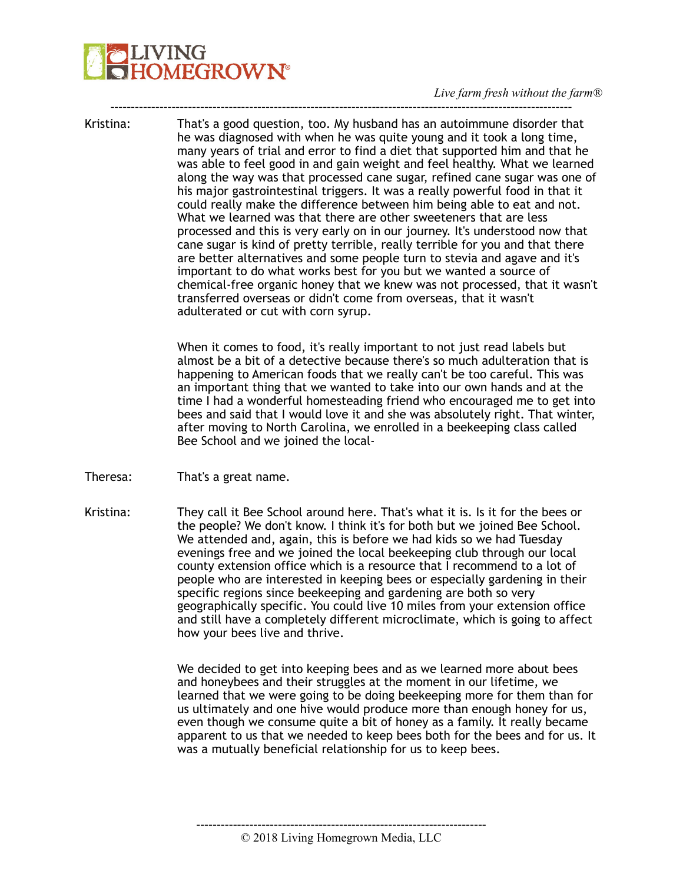Kristina: That's a good question, too. My husband has an autoimmune disorder that he was diagnosed with when he was quite young and it took a long time, many years of trial and error to find a diet that supported him and that he was able to feel good in and gain weight and feel healthy. What we learned along the way was that processed cane sugar, refined cane sugar was one of his major gastrointestinal triggers. It was a really powerful food in that it could really make the difference between him being able to eat and not. What we learned was that there are other sweeteners that are less processed and this is very early on in our journey. It's understood now that cane sugar is kind of pretty terrible, really terrible for you and that there are better alternatives and some people turn to stevia and agave and it's important to do what works best for you but we wanted a source of chemical-free organic honey that we knew was not processed, that it wasn't transferred overseas or didn't come from overseas, that it wasn't adulterated or cut with corn syrup.

When it comes to food, it's really important to not just read labels but almost be a bit of a detective because there's so much adulteration that is happening to American foods that we really can't be too careful. This was an important thing that we wanted to take into our own hands and at the time I had a wonderful homesteading friend who encouraged me to get into bees and said that I would love it and she was absolutely right. That winter, after moving to North Carolina, we enrolled in a beekeeping class called Bee School and we joined the local-

Theresa: That's a great name.

Kristina: They call it Bee School around here. That's what it is. Is it for the bees or the people? We don't know. I think it's for both but we joined Bee School. We attended and, again, this is before we had kids so we had Tuesday evenings free and we joined the local beekeeping club through our local county extension office which is a resource that I recommend to a lot of people who are interested in keeping bees or especially gardening in their specific regions since beekeeping and gardening are both so very geographically specific. You could live 10 miles from your extension office and still have a completely different microclimate, which is going to affect how your bees live and thrive.

We decided to get into keeping bees and as we learned more about bees and honeybees and their struggles at the moment in our lifetime, we learned that we were going to be doing beekeeping more for them than for us ultimately and one hive would produce more than enough honey for us, even though we consume quite a bit of honey as a family. It really became apparent to us that we needed to keep bees both for the bees and for us. It was a mutually beneficial relationship for us to keep bees.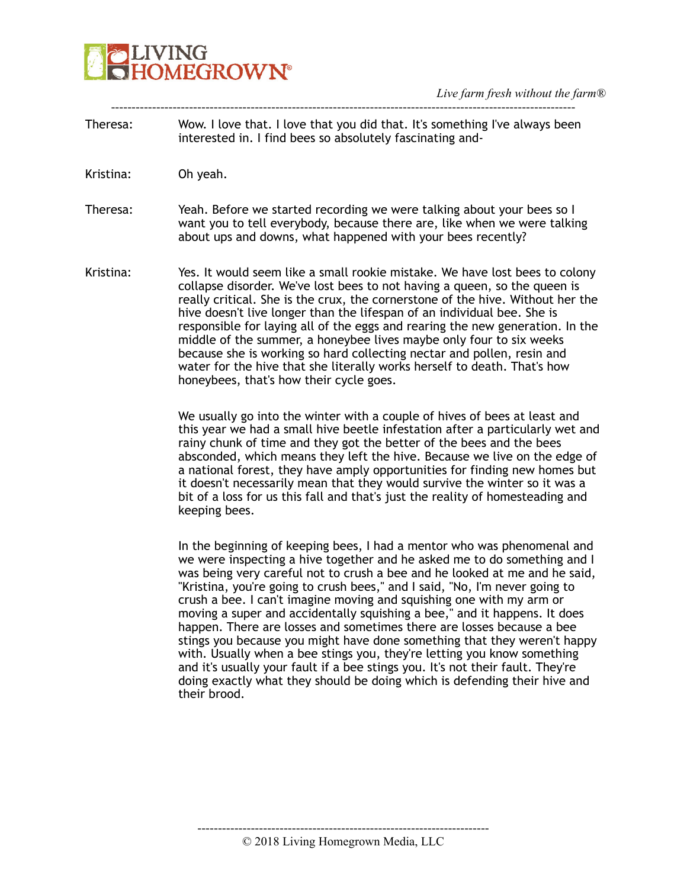Theresa: Wow. I love that. I love that you did that. It's something I've always been interested in. I find bees so absolutely fascinating and-

Kristina: Oh yeah.

Theresa: Yeah. Before we started recording we were talking about your bees so I want you to tell everybody, because there are, like when we were talking about ups and downs, what happened with your bees recently?

Kristina: Yes. It would seem like a small rookie mistake. We have lost bees to colony collapse disorder. We've lost bees to not having a queen, so the queen is really critical. She is the crux, the cornerstone of the hive. Without her the hive doesn't live longer than the lifespan of an individual bee. She is responsible for laying all of the eggs and rearing the new generation. In the middle of the summer, a honeybee lives maybe only four to six weeks because she is working so hard collecting nectar and pollen, resin and water for the hive that she literally works herself to death. That's how honeybees, that's how their cycle goes.

We usually go into the winter with a couple of hives of bees at least and this year we had a small hive beetle infestation after a particularly wet and rainy chunk of time and they got the better of the bees and the bees absconded, which means they left the hive. Because we live on the edge of a national forest, they have amply opportunities for finding new homes but it doesn't necessarily mean that they would survive the winter so it was a bit of a loss for us this fall and that's just the reality of homesteading and keeping bees.

In the beginning of keeping bees, I had a mentor who was phenomenal and we were inspecting a hive together and he asked me to do something and I was being very careful not to crush a bee and he looked at me and he said, "Kristina, you're going to crush bees," and I said, "No, I'm never going to crush a bee. I can't imagine moving and squishing one with my arm or moving a super and accidentally squishing a bee," and it happens. It does happen. There are losses and sometimes there are losses because a bee stings you because you might have done something that they weren't happy with. Usually when a bee stings you, they're letting you know something and it's usually your fault if a bee stings you. It's not their fault. They're doing exactly what they should be doing which is defending their hive and their brood.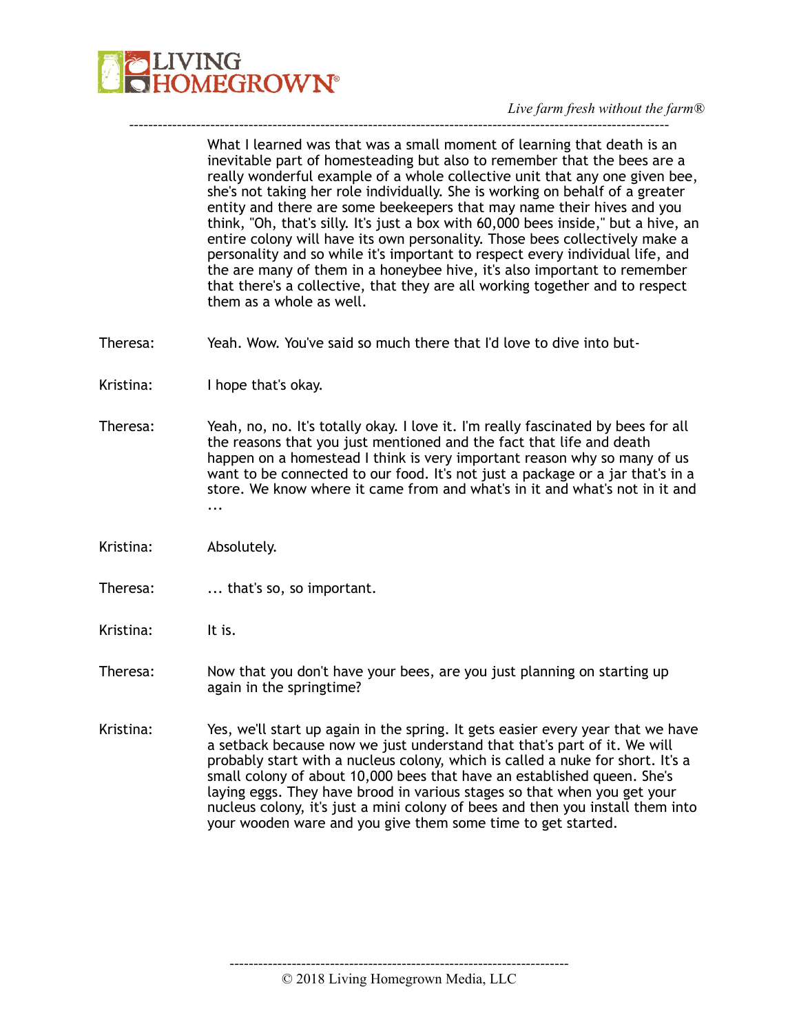What I learned was that was a small moment of learning that death is an inevitable part of homesteading but also to remember that the bees are a really wonderful example of a whole collective unit that any one given bee, she's not taking her role individually. She is working on behalf of a greater entity and there are some beekeepers that may name their hives and you think, "Oh, that's silly. It's just a box with 60,000 bees inside," but a hive, an entire colony will have its own personality. Those bees collectively make a personality and so while it's important to respect every individual life, and the are many of them in a honeybee hive, it's also important to remember that there's a collective, that they are all working together and to respect them as a whole as well.

Theresa: Yeah. Wow. You've said so much there that I'd love to dive into but-

Kristina: I hope that's okay.

Theresa: Yeah, no, no. It's totally okay. I love it. I'm really fascinated by bees for all the reasons that you just mentioned and the fact that life and death happen on a homestead I think is very important reason why so many of us want to be connected to our food. It's not just a package or a jar that's in a store. We know where it came from and what's in it and what's not in it and ...

Kristina: Absolutely.

Theresa: ... that's so, so important.

Kristina: It is.

Theresa: Now that you don't have your bees, are you just planning on starting up again in the springtime?

Kristina: Yes, we'll start up again in the spring. It gets easier every year that we have a setback because now we just understand that that's part of it. We will probably start with a nucleus colony, which is called a nuke for short. It's a small colony of about 10,000 bees that have an established queen. She's laying eggs. They have brood in various stages so that when you get your nucleus colony, it's just a mini colony of bees and then you install them into your wooden ware and you give them some time to get started.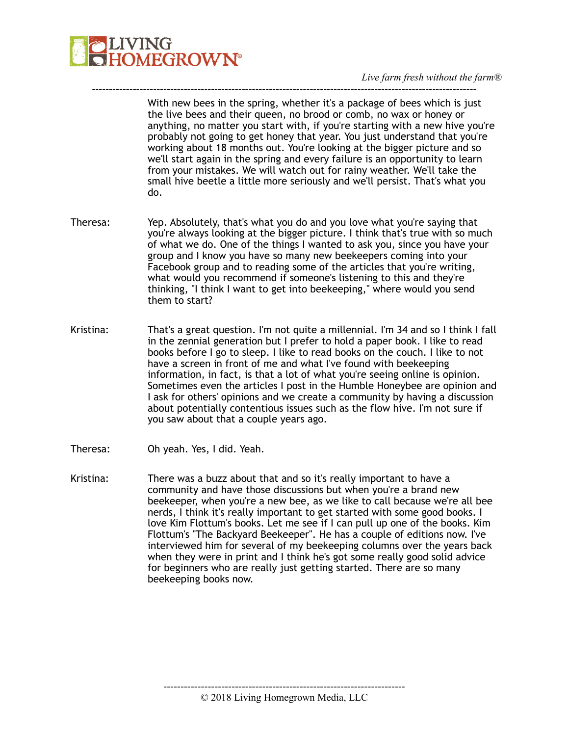With new bees in the spring, whether it's a package of bees which is just the live bees and their queen, no brood or comb, no wax or honey or anything, no matter you start with, if you're starting with a new hive you're probably not going to get honey that year. You just understand that you're working about 18 months out. You're looking at the bigger picture and so we'll start again in the spring and every failure is an opportunity to learn from your mistakes. We will watch out for rainy weather. We'll take the small hive beetle a little more seriously and we'll persist. That's what you do.

Theresa: Yep. Absolutely, that's what you do and you love what you're saying that you're always looking at the bigger picture. I think that's true with so much of what we do. One of the things I wanted to ask you, since you have your group and I know you have so many new beekeepers coming into your Facebook group and to reading some of the articles that you're writing, what would you recommend if someone's listening to this and they're thinking, "I think I want to get into beekeeping," where would you send them to start?

Kristina: That's a great question. I'm not quite a millennial. I'm 34 and so I think I fall in the zennial generation but I prefer to hold a paper book. I like to read books before I go to sleep. I like to read books on the couch. I like to not have a screen in front of me and what I've found with beekeeping information, in fact, is that a lot of what you're seeing online is opinion. Sometimes even the articles I post in the Humble Honeybee are opinion and I ask for others' opinions and we create a community by having a discussion about potentially contentious issues such as the flow hive. I'm not sure if you saw about that a couple years ago.

Theresa: Oh yeah. Yes, I did. Yeah.

Kristina: There was a buzz about that and so it's really important to have a community and have those discussions but when you're a brand new beekeeper, when you're a new bee, as we like to call because we're all bee nerds, I think it's really important to get started with some good books. I love Kim Flottum's books. Let me see if I can pull up one of the books. Kim Flottum's "The Backyard Beekeeper". He has a couple of editions now. I've interviewed him for several of my beekeeping columns over the years back when they were in print and I think he's got some really good solid advice for beginners who are really just getting started. There are so many beekeeping books now.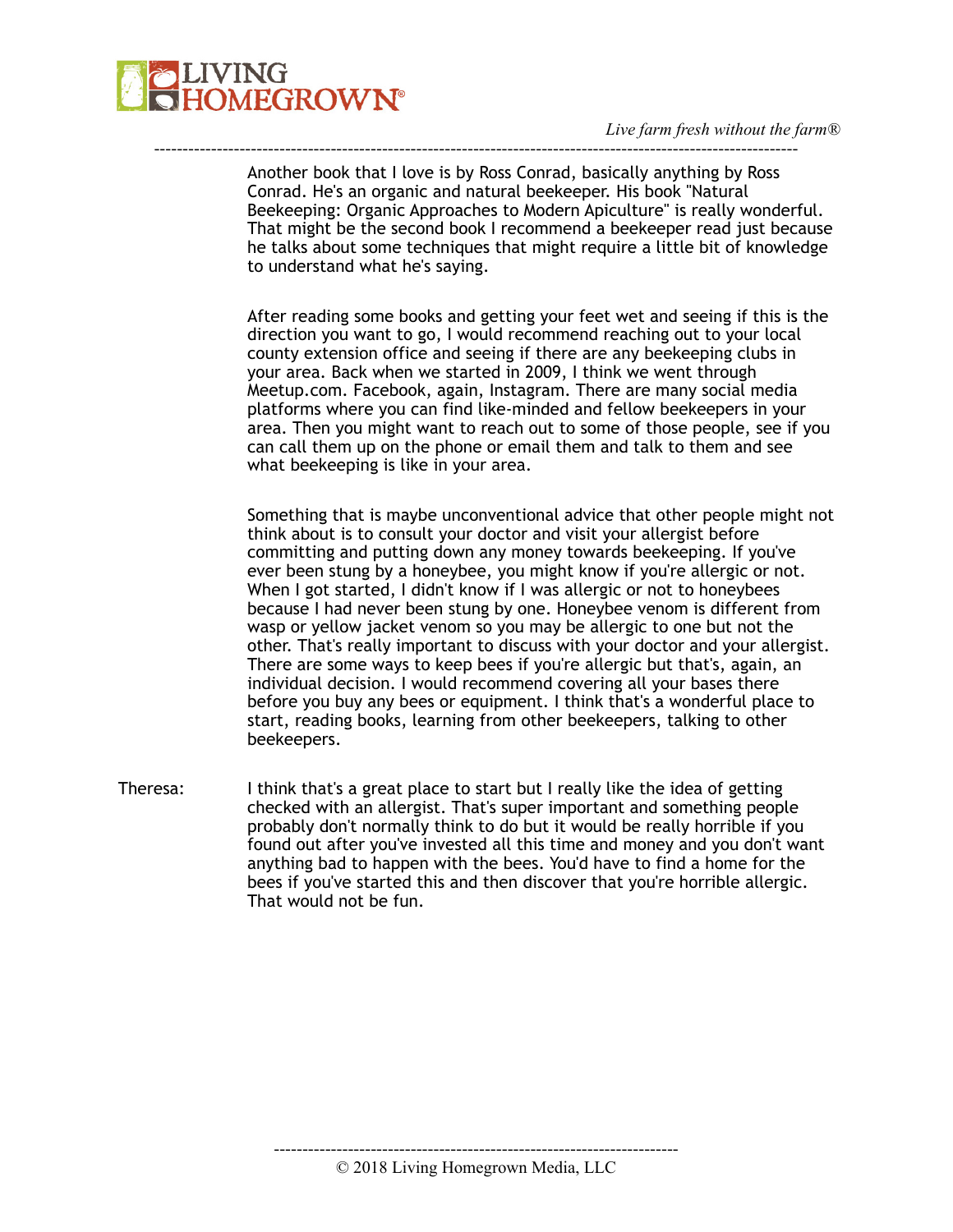Another book that I love is by Ross Conrad, basically anything by Ross Conrad. He's an organic and natural beekeeper. His book "Natural Beekeeping: Organic Approaches to Modern Apiculture" is really wonderful. That might be the second book I recommend a beekeeper read just because he talks about some techniques that might require a little bit of knowledge to understand what he's saying.

After reading some books and getting your feet wet and seeing if this is the direction you want to go, I would recommend reaching out to your local county extension office and seeing if there are any beekeeping clubs in your area. Back when we started in 2009, I think we went through Meetup.com. Facebook, again, Instagram. There are many social media platforms where you can find like-minded and fellow beekeepers in your area. Then you might want to reach out to some of those people, see if you can call them up on the phone or email them and talk to them and see what beekeeping is like in your area.

Something that is maybe unconventional advice that other people might not think about is to consult your doctor and visit your allergist before committing and putting down any money towards beekeeping. If you've ever been stung by a honeybee, you might know if you're allergic or not. When I got started, I didn't know if I was allergic or not to honeybees because I had never been stung by one. Honeybee venom is different from wasp or yellow jacket venom so you may be allergic to one but not the other. That's really important to discuss with your doctor and your allergist. There are some ways to keep bees if you're allergic but that's, again, an individual decision. I would recommend covering all your bases there before you buy any bees or equipment. I think that's a wonderful place to start, reading books, learning from other beekeepers, talking to other beekeepers.

Theresa: I think that's a great place to start but I really like the idea of getting checked with an allergist. That's super important and something people probably don't normally think to do but it would be really horrible if you found out after you've invested all this time and money and you don't want anything bad to happen with the bees. You'd have to find a home for the bees if you've started this and then discover that you're horrible allergic. That would not be fun.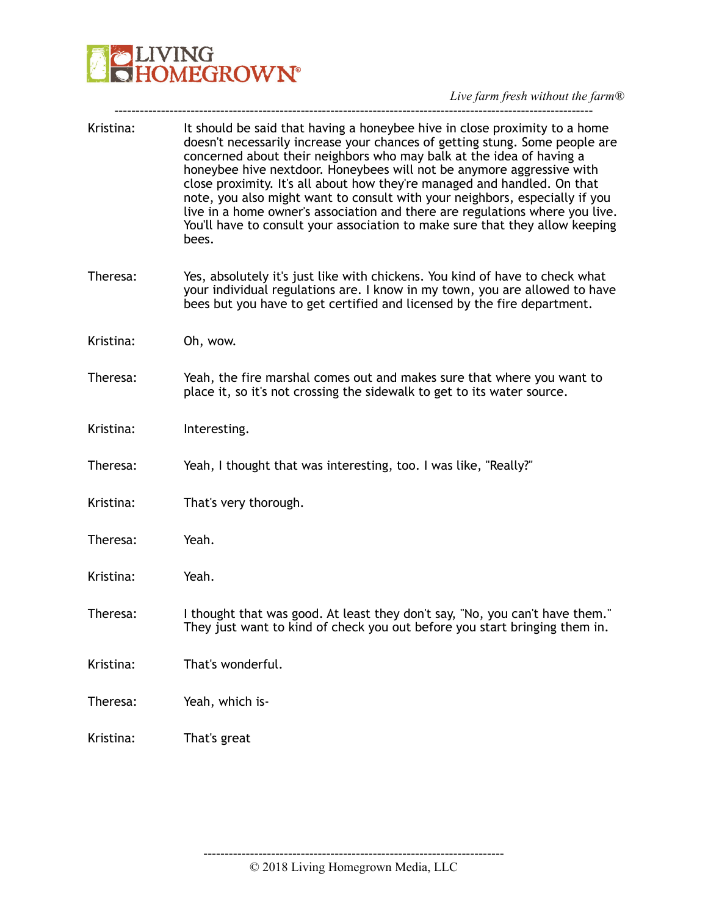Kristina: It should be said that having a honeybee hive in close proximity to a home doesn't necessarily increase your chances of getting stung. Some people are concerned about their neighbors who may balk at the idea of having a honeybee hive nextdoor. Honeybees will not be anymore aggressive with close proximity. It's all about how they're managed and handled. On that note, you also might want to consult with your neighbors, especially if you live in a home owner's association and there are regulations where you live. You'll have to consult your association to make sure that they allow keeping bees.

Theresa: Yes, absolutely it's just like with chickens. You kind of have to check what your individual regulations are. I know in my town, you are allowed to have bees but you have to get certified and licensed by the fire department.

Kristina: Oh, wow.

Theresa: Yeah, the fire marshal comes out and makes sure that where you want to place it, so it's not crossing the sidewalk to get to its water source.

Kristina: Interesting.

Theresa: Yeah, I thought that was interesting, too. I was like, "Really?"

Kristina: That's very thorough.

Theresa: Yeah.

Kristina: Yeah.

Theresa: I thought that was good. At least they don't say, "No, you can't have them." They just want to kind of check you out before you start bringing them in.

Kristina: That's wonderful.

Theresa: Yeah, which is-

Kristina: That's great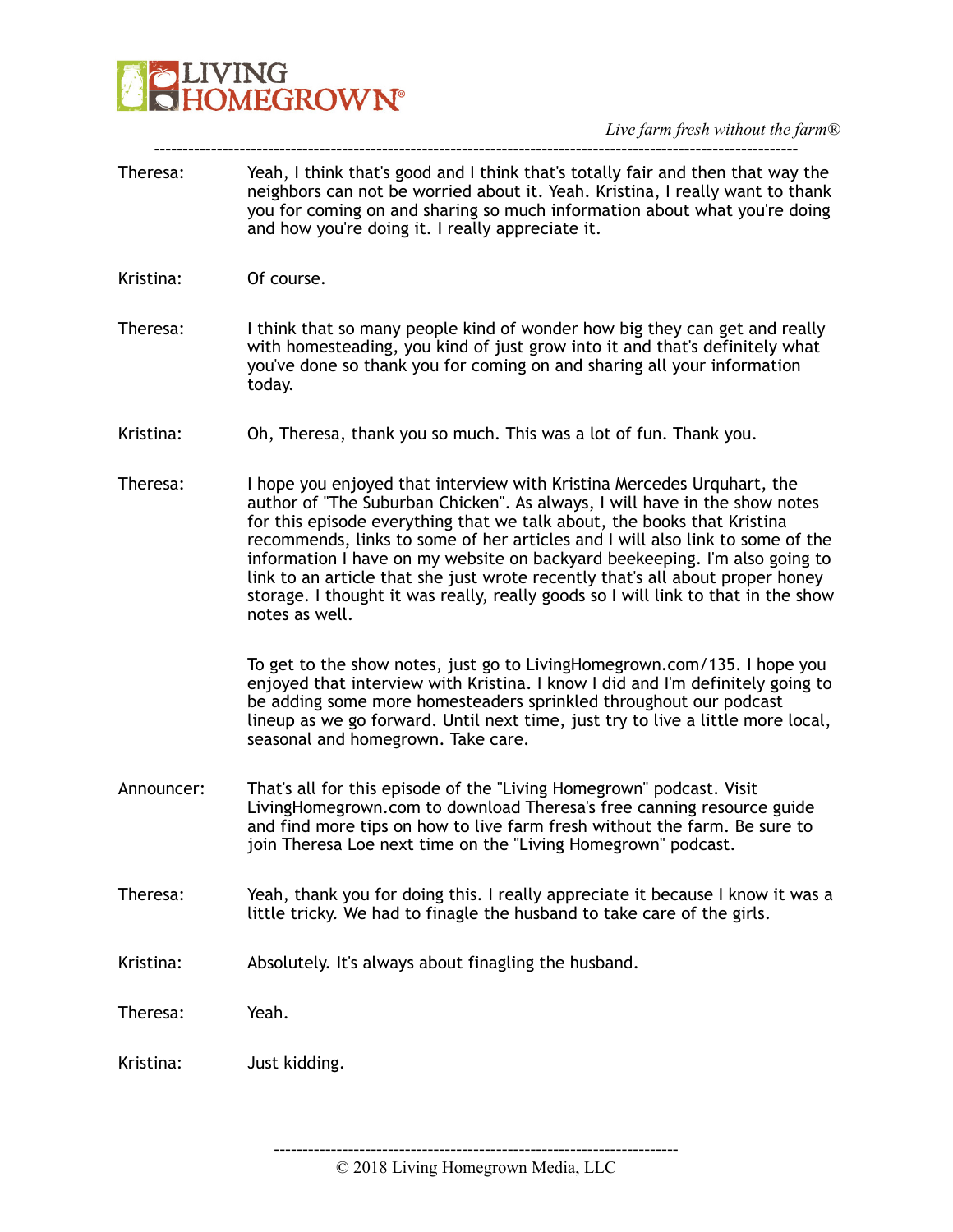Theresa: Yeah, I think that's good and I think that's totally fair and then that way the neighbors can not be worried about it. Yeah. Kristina, I really want to thank you for coming on and sharing so much information about what you're doing and how you're doing it. I really appreciate it.

Kristina: Of course.

Theresa: I think that so many people kind of wonder how big they can get and really with homesteading, you kind of just grow into it and that's definitely what you've done so thank you for coming on and sharing all your information today.

Kristina: Oh, Theresa, thank you so much. This was a lot of fun. Thank you.

Theresa: I hope you enjoyed that interview with Kristina Mercedes Urquhart, the author of "The Suburban Chicken". As always, I will have in the show notes for this episode everything that we talk about, the books that Kristina recommends, links to some of her articles and I will also link to some of the information I have on my website on backyard beekeeping. I'm also going to link to an article that she just wrote recently that's all about proper honey storage. I thought it was really, really goods so I will link to that in the show notes as well.

To get to the show notes, just go to LivingHomegrown.com/135. I hope you enjoyed that interview with Kristina. I know I did and I'm definitely going to be adding some more homesteaders sprinkled throughout our podcast lineup as we go forward. Until next time, just try to live a little more local, seasonal and homegrown. Take care.

Announcer: That's all for this episode of the "Living Homegrown" podcast. Visit LivingHomegrown.com to download Theresa's free canning resource guide and find more tips on how to live farm fresh without the farm. Be sure to join Theresa Loe next time on the "Living Homegrown" podcast.

Theresa: Yeah, thank you for doing this. I really appreciate it because I know it was a little tricky. We had to finagle the husband to take care of the girls.

Kristina: Absolutely. It's always about finagling the husband.

Theresa: Yeah.

Kristina: Just kidding.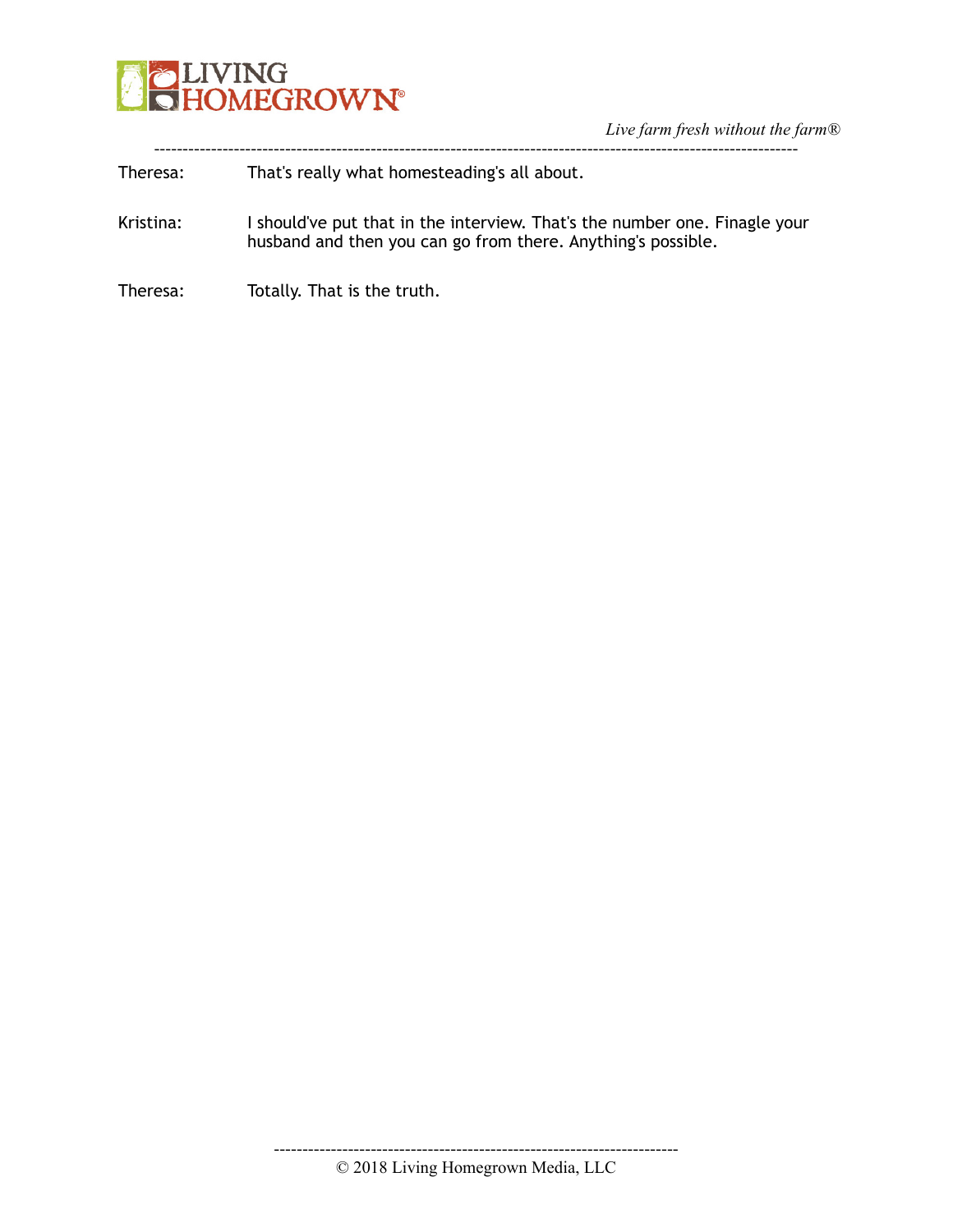Theresa: That's really what homesteading's all about.

Kristina: I should've put that in the interview. That's the number one. Finagle your husband and then you can go from there. Anything's possible.

Theresa: Totally. That is the truth.